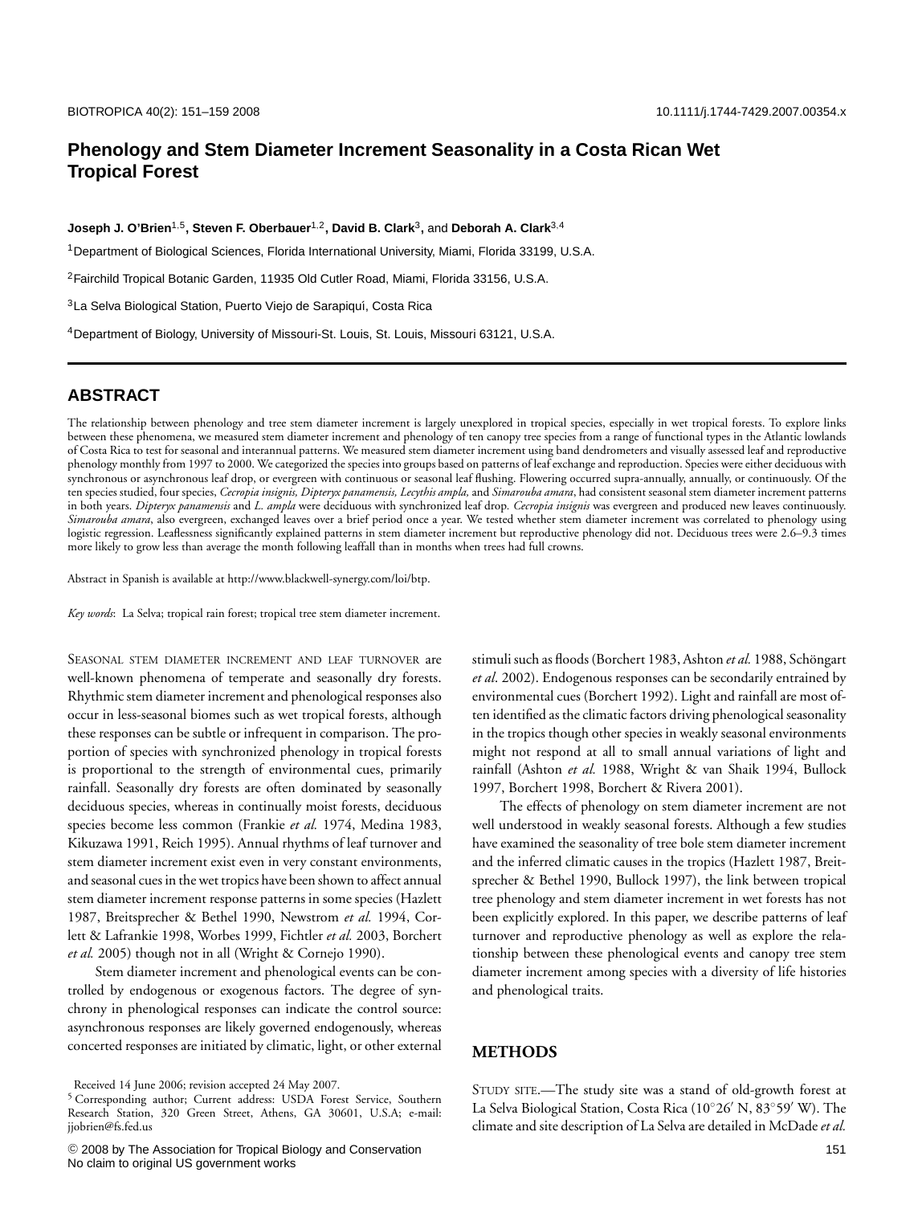# Phenology and Stem Diameter Increment Seasonality in a Costa Rican Wet Tropical Forest

**Joseph J. O'Brien**[1,5]**, Steven F. Oberbauer**[1,2]**, David B. Clark**[3]**,** and **Deborah A. Clark**[3,4]

[1]Department of Biological Sciences, Florida International University, Miami, Florida 33199, U.S.A.

[2]Fairchild Tropical Botanic Garden, 11935 Old Cutler Road, Miami, Florida 33156, U.S.A.

[3]La Selva Biological Station, Puerto Viejo de Sarapiquí, Costa Rica

[4]Department of Biology, University of Missouri-St. Louis, St. Louis, Missouri 63121, U.S.A.

## ABSTRACT

The relationship between phenology and tree stem diameter increment is largely unexplored in tropical species, especially in wet tropical forests. To explore links between these phenomena, we measured stem diameter increment and phenology of ten canopy tree species from a range of functional types in the Atlantic lowlands of Costa Rica to test for seasonal and interannual patterns. We measured stem diameter increment using band dendrometers and visually assessed leaf and reproductive phenology monthly from 1997 to 2000. We categorized the species into groups based on patterns of leaf exchange and reproduction. Species were either deciduous with synchronous or asynchronous leaf drop, or evergreen with continuous or seasonal leaf flushing. Flowering occurred supra-annually, annually, or continuously. Of the ten species studied, four species, *Cecropia insignis, Dipteryx panamensis, Lecythis ampla,* and *Simarouba amara*, had consistent seasonal stem diameter increment patterns in both years. *Dipteryx panamensis* and *L. ampla* were deciduous with synchronized leaf drop. *Cecropia insignis* was evergreen and produced new leaves continuously. *Simarouba amara*, also evergreen, exchanged leaves over a brief period once a year. We tested whether stem diameter increment was correlated to phenology using logistic regression. Leaflessness significantly explained patterns in stem diameter increment but reproductive phenology did not. Deciduous trees were 2.6–9.3 times more likely to grow less than average the month following leaffall than in months when trees had full crowns.

Abstract in Spanish is available at http://www.blackwell-synergy.com/loi/btp.

*Key words*: La Selva; tropical rain forest; tropical tree stem diameter increment.

Seasonal stem diameter increment and leaf turnover are well-known phenomena of temperate and seasonally dry forests. Rhythmic stem diameter increment and phenological responses also occur in less-seasonal biomes such as wet tropical forests, although these responses can be subtle or infrequent in comparison. The proportion of species with synchronized phenology in tropical forests is proportional to the strength of environmental cues, primarily rainfall. Seasonally dry forests are often dominated by seasonally deciduous species, whereas in continually moist forests, deciduous species become less common (Frankie *et al.* 1974, Medina 1983, Kikuzawa 1991, Reich 1995). Annual rhythms of leaf turnover and stem diameter increment exist even in very constant environments, and seasonal cues in the wet tropics have been shown to affect annual stem diameter increment response patterns in some species (Hazlett 1987, Breitsprecher & Bethel 1990, Newstrom *et al.* 1994, Corlett & Lafrankie 1998, Worbes 1999, Fichtler *et al.* 2003, Borchert *et al.* 2005) though not in all (Wright & Cornejo 1990).

Stem diameter increment and phenological events can be controlled by endogenous or exogenous factors. The degree of synchrony in phenological responses can indicate the control source: asynchronous responses are likely governed endogenously, whereas concerted responses are initiated by climatic, light, or other external stimuli such as floods (Borchert 1983, Ashton *et al.* 1988, Schöngart *et al*. 2002). Endogenous responses can be secondarily entrained by environmental cues (Borchert 1992). Light and rainfall are most often identified as the climatic factors driving phenological seasonality in the tropics though other species in weakly seasonal environments might not respond at all to small annual variations of light and rainfall (Ashton *et al.* 1988, Wright & van Shaik 1994, Bullock 1997, Borchert 1998, Borchert & Rivera 2001).

The effects of phenology on stem diameter increment are not well understood in weakly seasonal forests. Although a few studies have examined the seasonality of tree bole stem diameter increment and the inferred climatic causes in the tropics (Hazlett 1987, Breitsprecher & Bethel 1990, Bullock 1997), the link between tropical tree phenology and stem diameter increment in wet forests has not been explicitly explored. In this paper, we describe patterns of leaf turnover and reproductive phenology as well as explore the relationship between these phenological events and canopy tree stem diameter increment among species with a diversity of life histories and phenological traits.

## METHODS

Study site.—The study site was a stand of old-growth forest at La Selva Biological Station, Costa Rica (10°26′ N, 83°59′ W). The climate and site description of La Selva are detailed in McDade *et al.*

Received 14 June 2006; revision accepted 24 May 2007.

[5] Corresponding author; Current address: USDA Forest Service, Southern Research Station, 320 Green Street, Athens, GA 30601, U.S.A; e-mail: jjobrien@fs.fed.us

© 2008 by The Association for Tropical Biology and Conservation
No claim to original US government works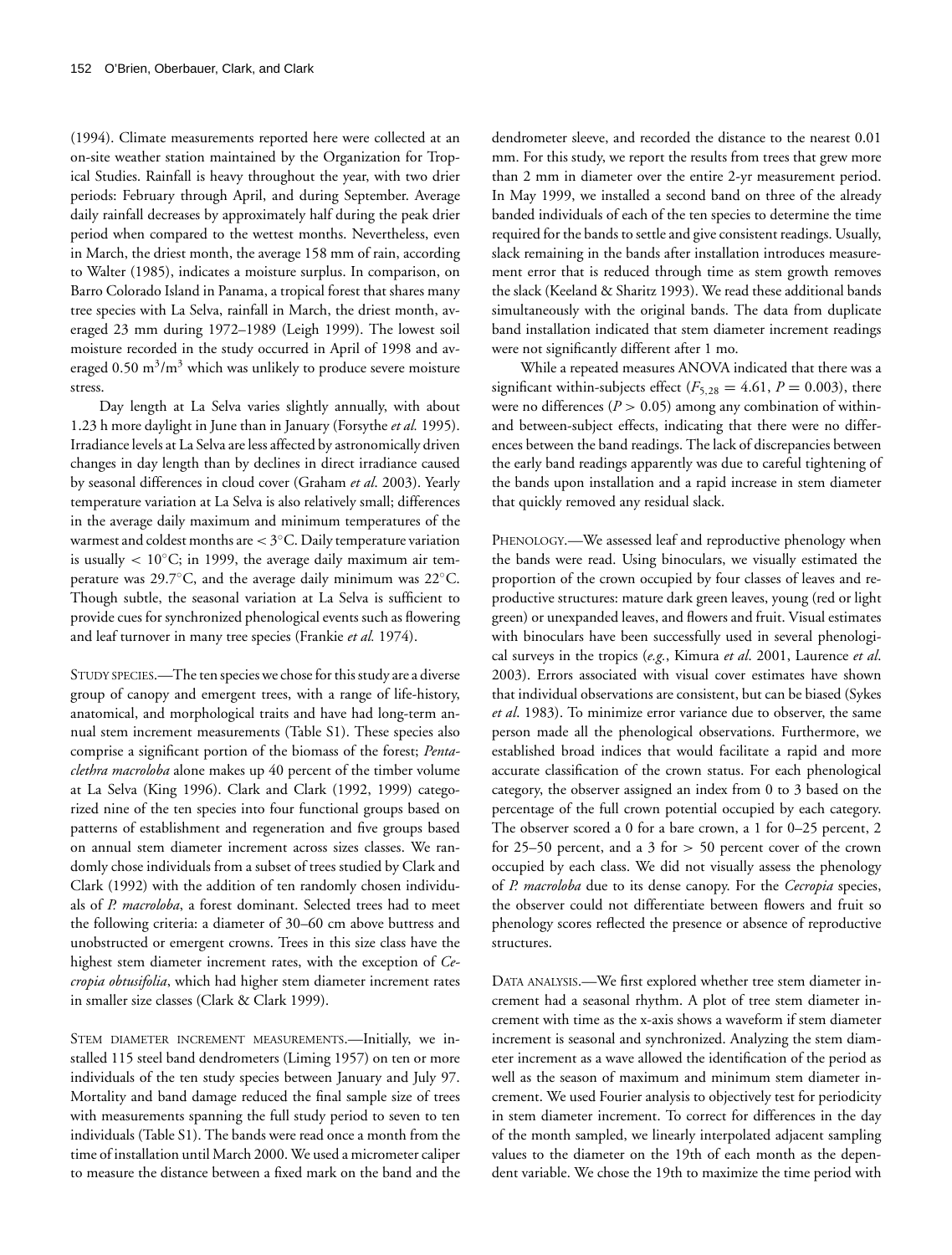(1994). Climate measurements reported here were collected at an on-site weather station maintained by the Organization for Tropical Studies. Rainfall is heavy throughout the year, with two drier periods: February through April, and during September. Average daily rainfall decreases by approximately half during the peak drier period when compared to the wettest months. Nevertheless, even in March, the driest month, the average 158 mm of rain, according to Walter (1985), indicates a moisture surplus. In comparison, on Barro Colorado Island in Panama, a tropical forest that shares many tree species with La Selva, rainfall in March, the driest month, averaged 23 mm during 1972–1989 (Leigh 1999). The lowest soil moisture recorded in the study occurred in April of 1998 and averaged 0.50 $m^3/m^3$ which was unlikely to produce severe moisture stress.

Day length at La Selva varies slightly annually, with about 1.23 h more daylight in June than in January (Forsythe *et al.* 1995). Irradiance levels at La Selva are less affected by astronomically driven changes in day length than by declines in direct irradiance caused by seasonal differences in cloud cover (Graham *et al*. 2003). Yearly temperature variation at La Selva is also relatively small; differences in the average daily maximum and minimum temperatures of the warmest and coldest months are $< 3°$C. Daily temperature variation is usually $< 10°$C; in 1999, the average daily maximum air temperature was 29.7°C, and the average daily minimum was 22°C. Though subtle, the seasonal variation at La Selva is sufficient to provide cues for synchronized phenological events such as flowering and leaf turnover in many tree species (Frankie *et al.* 1974).

STUDY SPECIES.—The ten species we chose for this study are a diverse group of canopy and emergent trees, with a range of life-history, anatomical, and morphological traits and have had long-term annual stem increment measurements (Table S1). These species also comprise a significant portion of the biomass of the forest; *Pentaclethra macroloba* alone makes up 40 percent of the timber volume at La Selva (King 1996). Clark and Clark (1992, 1999) categorized nine of the ten species into four functional groups based on patterns of establishment and regeneration and five groups based on annual stem diameter increment across sizes classes. We randomly chose individuals from a subset of trees studied by Clark and Clark (1992) with the addition of ten randomly chosen individuals of *P. macroloba*, a forest dominant. Selected trees had to meet the following criteria: a diameter of 30–60 cm above buttress and unobstructed or emergent crowns. Trees in this size class have the highest stem diameter increment rates, with the exception of *Cecropia obtusifolia*, which had higher stem diameter increment rates in smaller size classes (Clark & Clark 1999).

STEM DIAMETER INCREMENT MEASUREMENTS.—Initially, we installed 115 steel band dendrometers (Liming 1957) on ten or more individuals of the ten study species between January and July 97. Mortality and band damage reduced the final sample size of trees with measurements spanning the full study period to seven to ten individuals (Table S1). The bands were read once a month from the time of installation until March 2000. We used a micrometer caliper to measure the distance between a fixed mark on the band and the dendrometer sleeve, and recorded the distance to the nearest 0.01 mm. For this study, we report the results from trees that grew more than 2 mm in diameter over the entire 2-yr measurement period. In May 1999, we installed a second band on three of the already banded individuals of each of the ten species to determine the time required for the bands to settle and give consistent readings. Usually, slack remaining in the bands after installation introduces measurement error that is reduced through time as stem growth removes the slack (Keeland & Sharitz 1993). We read these additional bands simultaneously with the original bands. The data from duplicate band installation indicated that stem diameter increment readings were not significantly different after 1 mo.

While a repeated measures ANOVA indicated that there was a significant within-subjects effect ($F_{5,28} = 4.61$, $P = 0.003$), there were no differences ($P > 0.05$) among any combination of within- and between-subject effects, indicating that there were no differences between the band readings. The lack of discrepancies between the early band readings apparently was due to careful tightening of the bands upon installation and a rapid increase in stem diameter that quickly removed any residual slack.

PHENOLOGY.—We assessed leaf and reproductive phenology when the bands were read. Using binoculars, we visually estimated the proportion of the crown occupied by four classes of leaves and reproductive structures: mature dark green leaves, young (red or light green) or unexpanded leaves, and flowers and fruit. Visual estimates with binoculars have been successfully used in several phenological surveys in the tropics (*e.g.*, Kimura *et al*. 2001, Laurence *et al*. 2003). Errors associated with visual cover estimates have shown that individual observations are consistent, but can be biased (Sykes *et al*. 1983). To minimize error variance due to observer, the same person made all the phenological observations. Furthermore, we established broad indices that would facilitate a rapid and more accurate classification of the crown status. For each phenological category, the observer assigned an index from 0 to 3 based on the percentage of the full crown potential occupied by each category. The observer scored a 0 for a bare crown, a 1 for 0–25 percent, 2 for 25–50 percent, and a 3 for $> 50$ percent cover of the crown occupied by each class. We did not visually assess the phenology of *P. macroloba* due to its dense canopy. For the *Cecropia* species, the observer could not differentiate between flowers and fruit so phenology scores reflected the presence or absence of reproductive structures.

DATA ANALYSIS.—We first explored whether tree stem diameter increment had a seasonal rhythm. A plot of tree stem diameter increment with time as the x-axis shows a waveform if stem diameter increment is seasonal and synchronized. Analyzing the stem diameter increment as a wave allowed the identification of the period as well as the season of maximum and minimum stem diameter increment. We used Fourier analysis to objectively test for periodicity in stem diameter increment. To correct for differences in the day of the month sampled, we linearly interpolated adjacent sampling values to the diameter on the 19th of each month as the dependent variable. We chose the 19th to maximize the time period with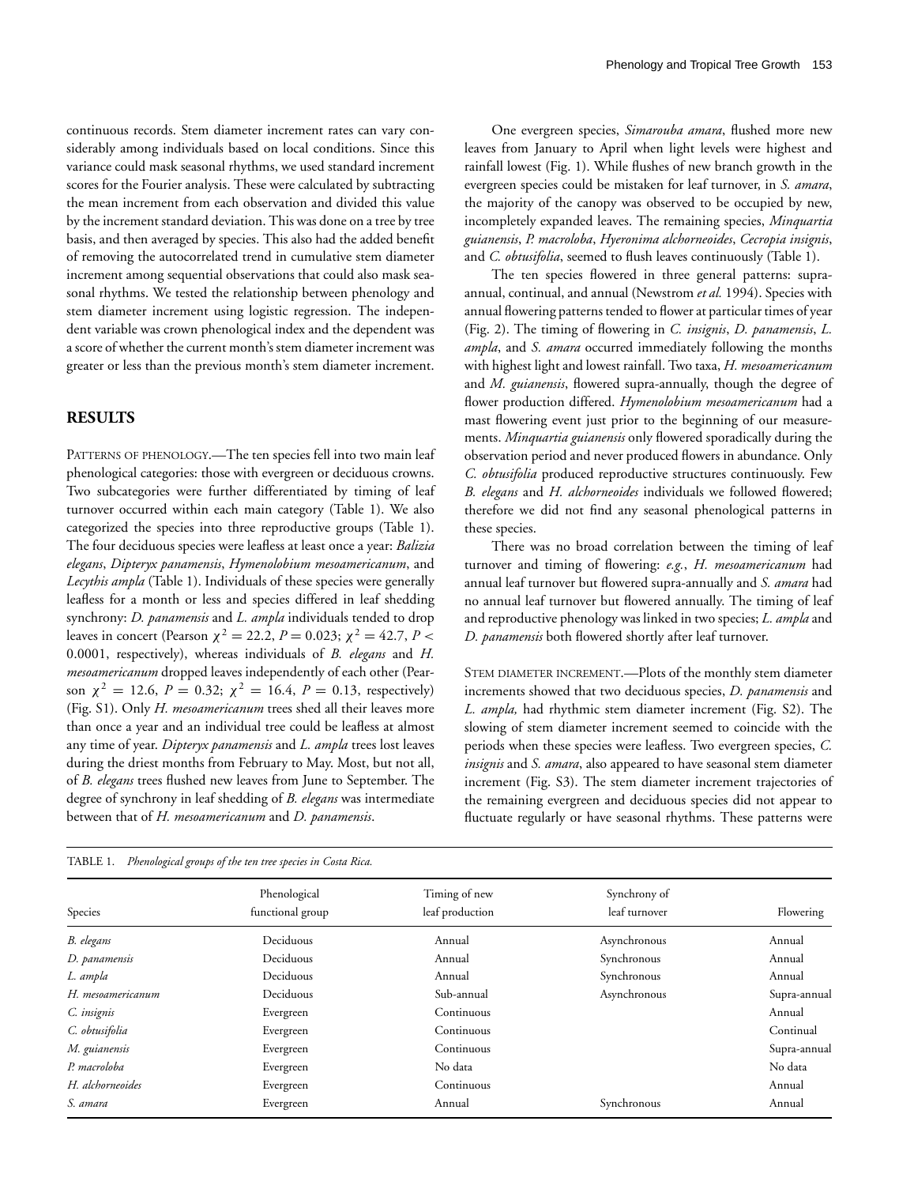continuous records. Stem diameter increment rates can vary considerably among individuals based on local conditions. Since this variance could mask seasonal rhythms, we used standard increment scores for the Fourier analysis. These were calculated by subtracting the mean increment from each observation and divided this value by the increment standard deviation. This was done on a tree by tree basis, and then averaged by species. This also had the added benefit of removing the autocorrelated trend in cumulative stem diameter increment among sequential observations that could also mask seasonal rhythms. We tested the relationship between phenology and stem diameter increment using logistic regression. The independent variable was crown phenological index and the dependent was a score of whether the current month's stem diameter increment was greater or less than the previous month's stem diameter increment.

## RESULTS

PATTERNS OF PHENOLOGY.—The ten species fell into two main leaf phenological categories: those with evergreen or deciduous crowns. Two subcategories were further differentiated by timing of leaf turnover occurred within each main category (Table 1). We also categorized the species into three reproductive groups (Table 1). The four deciduous species were leafless at least once a year: *Balizia elegans*, *Dipteryx panamensis*, *Hymenolobium mesoamericanum*, and *Lecythis ampla* (Table 1). Individuals of these species were generally leafless for a month or less and species differed in leaf shedding synchrony: *D. panamensis* and *L. ampla* individuals tended to drop leaves in concert (Pearson $\chi^2 = 22.2$, $P = 0.023$; $\chi^2 = 42.7$, $P < 0.0001$, respectively), whereas individuals of *B. elegans* and *H. mesoamericanum* dropped leaves independently of each other (Pearson $\chi^2 = 12.6$, $P = 0.32$; $\chi^2 = 16.4$, $P = 0.13$, respectively) (Fig. S1). Only *H. mesoamericanum* trees shed all their leaves more than once a year and an individual tree could be leafless at almost any time of year. *Dipteryx panamensis* and *L. ampla* trees lost leaves during the driest months from February to May. Most, but not all, of *B. elegans* trees flushed new leaves from June to September. The degree of synchrony in leaf shedding of *B. elegans* was intermediate between that of *H. mesoamericanum* and *D. panamensis*.

One evergreen species, *Simarouba amara*, flushed more new leaves from January to April when light levels were highest and rainfall lowest (Fig. 1). While flushes of new branch growth in the evergreen species could be mistaken for leaf turnover, in *S. amara*, the majority of the canopy was observed to be occupied by new, incompletely expanded leaves. The remaining species, *Minquartia guianensis*, *P. macroloba*, *Hyeronima alchorneoides*, *Cecropia insignis*, and *C. obtusifolia*, seemed to flush leaves continuously (Table 1).

The ten species flowered in three general patterns: supra-annual, continual, and annual (Newstrom *et al.* 1994). Species with annual flowering patterns tended to flower at particular times of year (Fig. 2). The timing of flowering in *C. insignis*, *D. panamensis*, *L. ampla*, and *S. amara* occurred immediately following the months with highest light and lowest rainfall. Two taxa, *H. mesoamericanum* and *M. guianensis*, flowered supra-annually, though the degree of flower production differed. *Hymenolobium mesoamericanum* had a mast flowering event just prior to the beginning of our measurements. *Minquartia guianensis* only flowered sporadically during the observation period and never produced flowers in abundance. Only *C. obtusifolia* produced reproductive structures continuously. Few *B. elegans* and *H. alchorneoides* individuals we followed flowered; therefore we did not find any seasonal phenological patterns in these species.

There was no broad correlation between the timing of leaf turnover and timing of flowering: *e.g.*, *H. mesoamericanum* had annual leaf turnover but flowered supra-annually and *S. amara* had no annual leaf turnover but flowered annually. The timing of leaf and reproductive phenology was linked in two species; *L. ampla* and *D. panamensis* both flowered shortly after leaf turnover.

STEM DIAMETER INCREMENT.—Plots of the monthly stem diameter increments showed that two deciduous species, *D. panamensis* and *L. ampla,* had rhythmic stem diameter increment (Fig. S2). The slowing of stem diameter increment seemed to coincide with the periods when these species were leafless. Two evergreen species, *C. insignis* and *S. amara*, also appeared to have seasonal stem diameter increment (Fig. S3). The stem diameter increment trajectories of the remaining evergreen and deciduous species did not appear to fluctuate regularly or have seasonal rhythms. These patterns were

TABLE 1. *Phenological groups of the ten tree species in Costa Rica.*

| Species | Phenological functional group | Timing of new leaf production | Synchrony of leaf turnover | Flowering |
|---|---|---|---|---|
| *B. elegans* | Deciduous | Annual | Asynchronous | Annual |
| *D. panamensis* | Deciduous | Annual | Synchronous | Annual |
| *L. ampla* | Deciduous | Annual | Synchronous | Annual |
| *H. mesoamericanum* | Deciduous | Sub-annual | Asynchronous | Supra-annual |
| *C. insignis* | Evergreen | Continuous | | Annual |
| *C. obtusifolia* | Evergreen | Continuous | | Continual |
| *M. guianensis* | Evergreen | Continuous | | Supra-annual |
| *P. macroloba* | Evergreen | No data | | No data |
| *H. alchorneoides* | Evergreen | Continuous | | Annual |
| *S. amara* | Evergreen | Annual | Synchronous | Annual |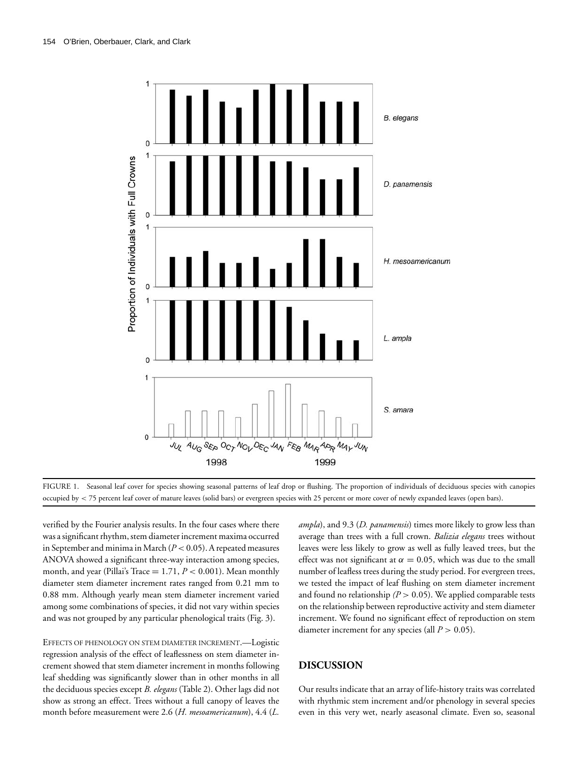FIGURE 1. Seasonal leaf cover for species showing seasonal patterns of leaf drop or flushing. The proportion of individuals of deciduous species with canopies occupied by < 75 percent leaf cover of mature leaves (solid bars) or evergreen species with 25 percent or more cover of newly expanded leaves (open bars).

verified by the Fourier analysis results. In the four cases where there was a significant rhythm, stem diameter increment maxima occurred in September and minima in March ($P < 0.05$). A repeated measures ANOVA showed a significant three-way interaction among species, month, and year (Pillai's Trace = 1.71, $P < 0.001$). Mean monthly diameter stem diameter increment rates ranged from 0.21 mm to 0.88 mm. Although yearly mean stem diameter increment varied among some combinations of species, it did not vary within species and was not grouped by any particular phenological traits (Fig. 3).

EFFECTS OF PHENOLOGY ON STEM DIAMETER INCREMENT.—Logistic regression analysis of the effect of leaflessness on stem diameter increment showed that stem diameter increment in months following leaf shedding was significantly slower than in other months in all the deciduous species except *B. elegans* (Table 2). Other lags did not show as strong an effect. Trees without a full canopy of leaves the month before measurement were 2.6 (*H. mesoamericanum*), 4.4 (*L. ampla*), and 9.3 (*D. panamensis*) times more likely to grow less than average than trees with a full crown. *Balizia elegans* trees without leaves were less likely to grow as well as fully leaved trees, but the effect was not significant at $\alpha = 0.05$, which was due to the small number of leafless trees during the study period. For evergreen trees, we tested the impact of leaf flushing on stem diameter increment and found no relationship ($P > 0.05$). We applied comparable tests on the relationship between reproductive activity and stem diameter increment. We found no significant effect of reproduction on stem diameter increment for any species (all $P > 0.05$).

## DISCUSSION

Our results indicate that an array of life-history traits was correlated with rhythmic stem increment and/or phenology in several species even in this very wet, nearly aseasonal climate. Even so, seasonal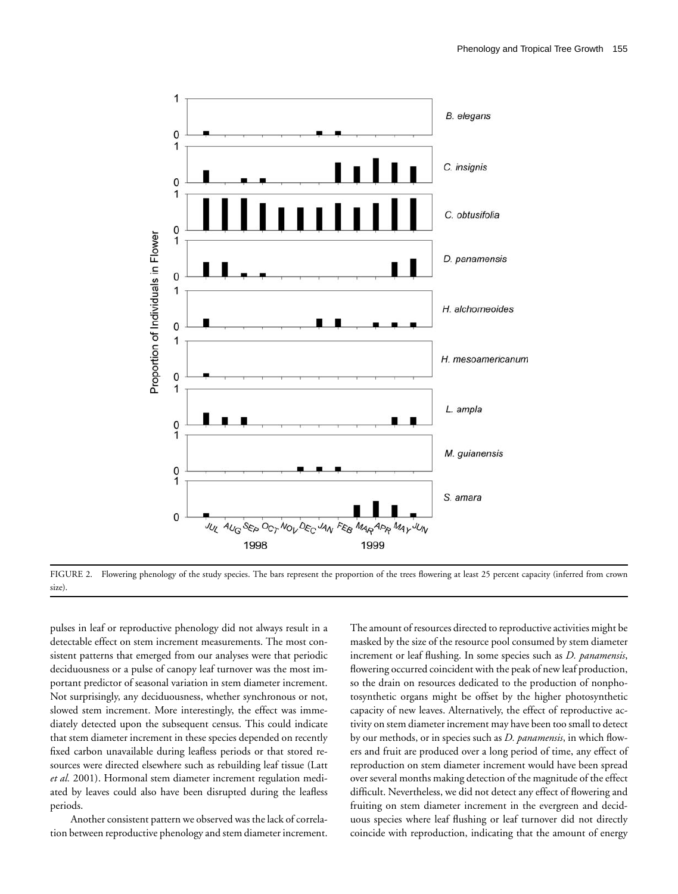FIGURE 2. Flowering phenology of the study species. The bars represent the proportion of the trees flowering at least 25 percent capacity (inferred from crown size).

pulses in leaf or reproductive phenology did not always result in a detectable effect on stem increment measurements. The most consistent patterns that emerged from our analyses were that periodic deciduousness or a pulse of canopy leaf turnover was the most important predictor of seasonal variation in stem diameter increment. Not surprisingly, any deciduousness, whether synchronous or not, slowed stem increment. More interestingly, the effect was immediately detected upon the subsequent census. This could indicate that stem diameter increment in these species depended on recently fixed carbon unavailable during leafless periods or that stored resources were directed elsewhere such as rebuilding leaf tissue (Latt *et al.* 2001). Hormonal stem diameter increment regulation mediated by leaves could also have been disrupted during the leafless periods.

Another consistent pattern we observed was the lack of correlation between reproductive phenology and stem diameter increment. The amount of resources directed to reproductive activities might be masked by the size of the resource pool consumed by stem diameter increment or leaf flushing. In some species such as *D. panamensis*, flowering occurred coincident with the peak of new leaf production, so the drain on resources dedicated to the production of nonphotosynthetic organs might be offset by the higher photosynthetic capacity of new leaves. Alternatively, the effect of reproductive activity on stem diameter increment may have been too small to detect by our methods, or in species such as *D. panamensis*, in which flowers and fruit are produced over a long period of time, any effect of reproduction on stem diameter increment would have been spread over several months making detection of the magnitude of the effect difficult. Nevertheless, we did not detect any effect of flowering and fruiting on stem diameter increment in the evergreen and deciduous species where leaf flushing or leaf turnover did not directly coincide with reproduction, indicating that the amount of energy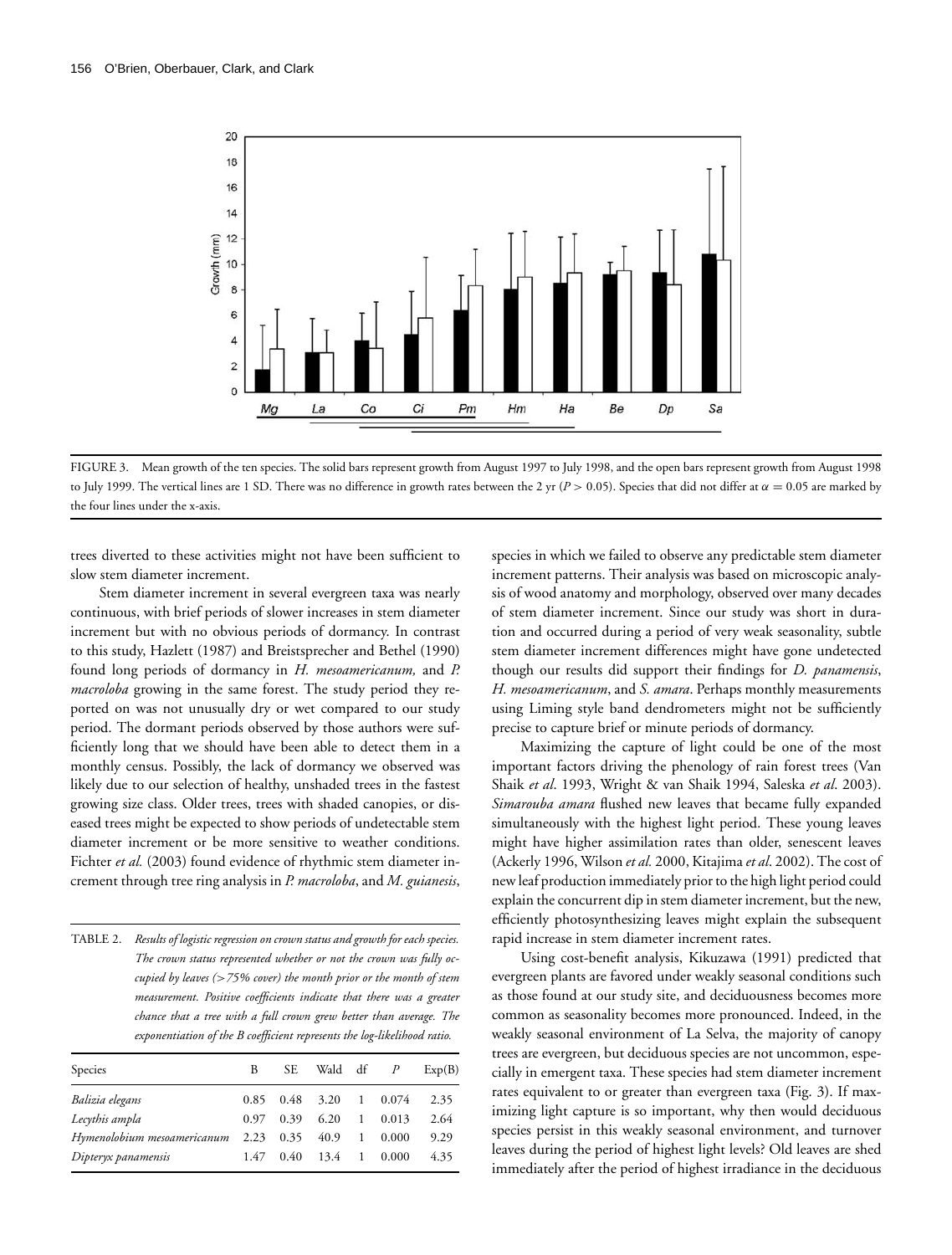FIGURE 3. Mean growth of the ten species. The solid bars represent growth from August 1997 to July 1998, and the open bars represent growth from August 1998 to July 1999. The vertical lines are 1 SD. There was no difference in growth rates between the 2 yr ($P > 0.05$). Species that did not differ at $\alpha = 0.05$ are marked by the four lines under the x-axis.

trees diverted to these activities might not have been sufficient to slow stem diameter increment.

Stem diameter increment in several evergreen taxa was nearly continuous, with brief periods of slower increases in stem diameter increment but with no obvious periods of dormancy. In contrast to this study, Hazlett (1987) and Breistsprecher and Bethel (1990) found long periods of dormancy in *H. mesoamericanum,* and *P. macroloba* growing in the same forest. The study period they reported on was not unusually dry or wet compared to our study period. The dormant periods observed by those authors were sufficiently long that we should have been able to detect them in a monthly census. Possibly, the lack of dormancy we observed was likely due to our selection of healthy, unshaded trees in the fastest growing size class. Older trees, trees with shaded canopies, or diseased trees might be expected to show periods of undetectable stem diameter increment or be more sensitive to weather conditions. Fichter *et al.* (2003) found evidence of rhythmic stem diameter increment through tree ring analysis in *P. macroloba*, and *M. guianesis*, species in which we failed to observe any predictable stem diameter increment patterns. Their analysis was based on microscopic analysis of wood anatomy and morphology, observed over many decades of stem diameter increment. Since our study was short in duration and occurred during a period of very weak seasonality, subtle stem diameter increment differences might have gone undetected though our results did support their findings for *D. panamensis*, *H. mesoamericanum*, and *S. amara*. Perhaps monthly measurements using Liming style band dendrometers might not be sufficiently precise to capture brief or minute periods of dormancy.

TABLE 2. *Results of logistic regression on crown status and growth for each species. The crown status represented whether or not the crown was fully occupied by leaves (>75% cover) the month prior or the month of stem measurement. Positive coefficients indicate that there was a greater chance that a tree with a full crown grew better than average. The exponentiation of the B coefficient represents the log-likelihood ratio.*

| Species | B | SE | Wald | df | *P* | Exp(B) |
|---|---|---|---|---|---|---|
| *Balizia elegans* | 0.85 | 0.48 | 3.20 | 1 | 0.074 | 2.35 |
| *Lecythis ampla* | 0.97 | 0.39 | 6.20 | 1 | 0.013 | 2.64 |
| *Hymenolobium mesoamericanum* | 2.23 | 0.35 | 40.9 | 1 | 0.000 | 9.29 |
| *Dipteryx panamensis* | 1.47 | 0.40 | 13.4 | 1 | 0.000 | 4.35 |

Maximizing the capture of light could be one of the most important factors driving the phenology of rain forest trees (Van Shaik *et al*. 1993, Wright & van Shaik 1994, Saleska *et al*. 2003). *Simarouba amara* flushed new leaves that became fully expanded simultaneously with the highest light period. These young leaves might have higher assimilation rates than older, senescent leaves (Ackerly 1996, Wilson *et al.* 2000, Kitajima *et al*. 2002). The cost of new leaf production immediately prior to the high light period could explain the concurrent dip in stem diameter increment, but the new, efficiently photosynthesizing leaves might explain the subsequent rapid increase in stem diameter increment rates.

Using cost-benefit analysis, Kikuzawa (1991) predicted that evergreen plants are favored under weakly seasonal conditions such as those found at our study site, and deciduousness becomes more common as seasonality becomes more pronounced. Indeed, in the weakly seasonal environment of La Selva, the majority of canopy trees are evergreen, but deciduous species are not uncommon, especially in emergent taxa. These species had stem diameter increment rates equivalent to or greater than evergreen taxa (Fig. 3). If maximizing light capture is so important, why then would deciduous species persist in this weakly seasonal environment, and turnover leaves during the period of highest light levels? Old leaves are shed immediately after the period of highest irradiance in the deciduous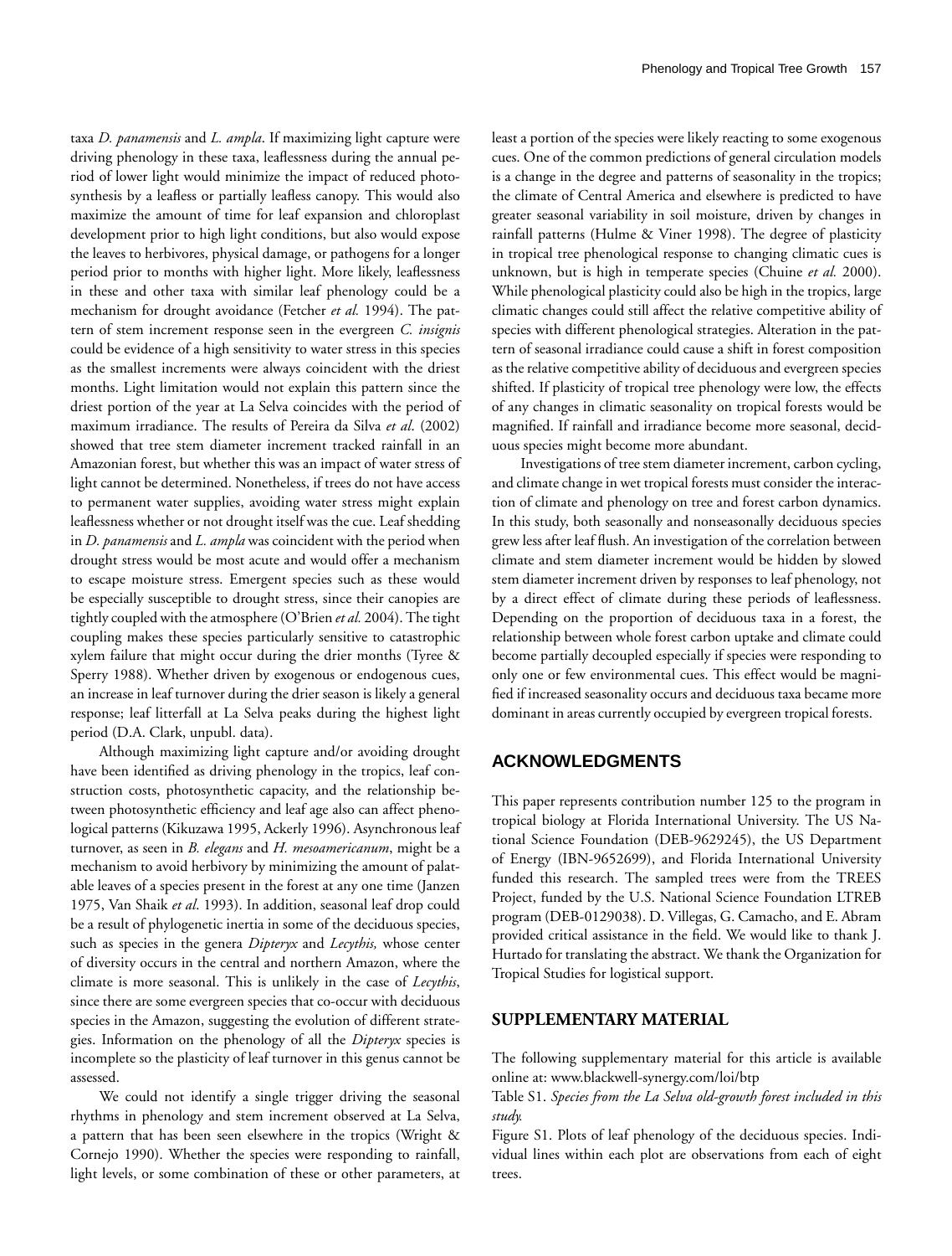taxa *D. panamensis* and *L. ampla*. If maximizing light capture were driving phenology in these taxa, leaflessness during the annual period of lower light would minimize the impact of reduced photosynthesis by a leafless or partially leafless canopy. This would also maximize the amount of time for leaf expansion and chloroplast development prior to high light conditions, but also would expose the leaves to herbivores, physical damage, or pathogens for a longer period prior to months with higher light. More likely, leaflessness in these and other taxa with similar leaf phenology could be a mechanism for drought avoidance (Fetcher *et al.* 1994). The pattern of stem increment response seen in the evergreen *C. insignis* could be evidence of a high sensitivity to water stress in this species as the smallest increments were always coincident with the driest months. Light limitation would not explain this pattern since the driest portion of the year at La Selva coincides with the period of maximum irradiance. The results of Pereira da Silva *et al.* (2002) showed that tree stem diameter increment tracked rainfall in an Amazonian forest, but whether this was an impact of water stress of light cannot be determined. Nonetheless, if trees do not have access to permanent water supplies, avoiding water stress might explain leaflessness whether or not drought itself was the cue. Leaf shedding in *D. panamensis* and *L. ampla* was coincident with the period when drought stress would be most acute and would offer a mechanism to escape moisture stress. Emergent species such as these would be especially susceptible to drought stress, since their canopies are tightly coupled with the atmosphere (O'Brien *et al.* 2004). The tight coupling makes these species particularly sensitive to catastrophic xylem failure that might occur during the drier months (Tyree & Sperry 1988). Whether driven by exogenous or endogenous cues, an increase in leaf turnover during the drier season is likely a general response; leaf litterfall at La Selva peaks during the highest light period (D.A. Clark, unpubl. data).

Although maximizing light capture and/or avoiding drought have been identified as driving phenology in the tropics, leaf construction costs, photosynthetic capacity, and the relationship between photosynthetic efficiency and leaf age also can affect phenological patterns (Kikuzawa 1995, Ackerly 1996). Asynchronous leaf turnover, as seen in *B. elegans* and *H. mesoamericanum*, might be a mechanism to avoid herbivory by minimizing the amount of palatable leaves of a species present in the forest at any one time (Janzen 1975, Van Shaik *et al.* 1993). In addition, seasonal leaf drop could be a result of phylogenetic inertia in some of the deciduous species, such as species in the genera *Dipteryx* and *Lecythis,* whose center of diversity occurs in the central and northern Amazon, where the climate is more seasonal. This is unlikely in the case of *Lecythis*, since there are some evergreen species that co-occur with deciduous species in the Amazon, suggesting the evolution of different strategies. Information on the phenology of all the *Dipteryx* species is incomplete so the plasticity of leaf turnover in this genus cannot be assessed.

We could not identify a single trigger driving the seasonal rhythms in phenology and stem increment observed at La Selva, a pattern that has been seen elsewhere in the tropics (Wright & Cornejo 1990). Whether the species were responding to rainfall, light levels, or some combination of these or other parameters, at least a portion of the species were likely reacting to some exogenous cues. One of the common predictions of general circulation models is a change in the degree and patterns of seasonality in the tropics; the climate of Central America and elsewhere is predicted to have greater seasonal variability in soil moisture, driven by changes in rainfall patterns (Hulme & Viner 1998). The degree of plasticity in tropical tree phenological response to changing climatic cues is unknown, but is high in temperate species (Chuine *et al.* 2000). While phenological plasticity could also be high in the tropics, large climatic changes could still affect the relative competitive ability of species with different phenological strategies. Alteration in the pattern of seasonal irradiance could cause a shift in forest composition as the relative competitive ability of deciduous and evergreen species shifted. If plasticity of tropical tree phenology were low, the effects of any changes in climatic seasonality on tropical forests would be magnified. If rainfall and irradiance become more seasonal, deciduous species might become more abundant.

Investigations of tree stem diameter increment, carbon cycling, and climate change in wet tropical forests must consider the interaction of climate and phenology on tree and forest carbon dynamics. In this study, both seasonally and nonseasonally deciduous species grew less after leaf flush. An investigation of the correlation between climate and stem diameter increment would be hidden by slowed stem diameter increment driven by responses to leaf phenology, not by a direct effect of climate during these periods of leaflessness. Depending on the proportion of deciduous taxa in a forest, the relationship between whole forest carbon uptake and climate could become partially decoupled especially if species were responding to only one or few environmental cues. This effect would be magnified if increased seasonality occurs and deciduous taxa became more dominant in areas currently occupied by evergreen tropical forests.

## ACKNOWLEDGMENTS

This paper represents contribution number 125 to the program in tropical biology at Florida International University. The US National Science Foundation (DEB-9629245), the US Department of Energy (IBN-9652699), and Florida International University funded this research. The sampled trees were from the TREES Project, funded by the U.S. National Science Foundation LTREB program (DEB-0129038). D. Villegas, G. Camacho, and E. Abram provided critical assistance in the field. We would like to thank J. Hurtado for translating the abstract. We thank the Organization for Tropical Studies for logistical support.

## SUPPLEMENTARY MATERIAL

The following supplementary material for this article is available online at: www.blackwell-synergy.com/loi/btp

Table S1. *Species from the La Selva old-growth forest included in this study.*

Figure S1. Plots of leaf phenology of the deciduous species. Individual lines within each plot are observations from each of eight trees.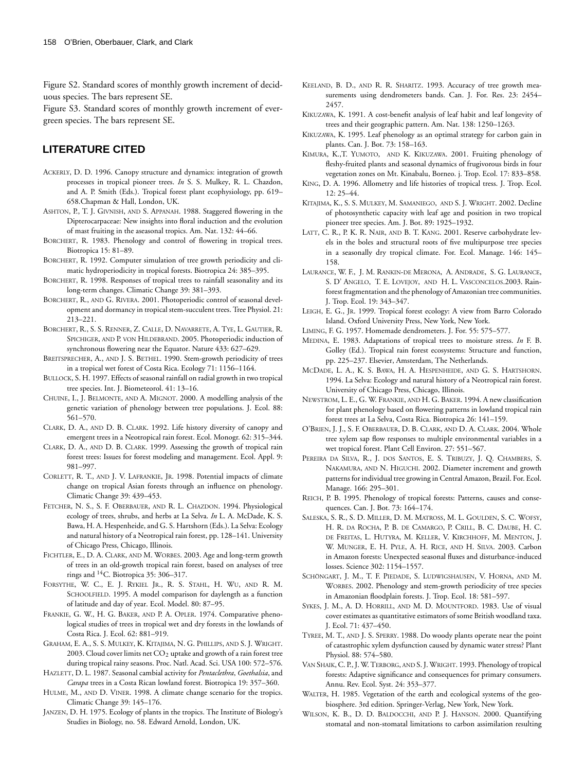Figure S2. Standard scores of monthly growth increment of deciduous species. The bars represent SE.

Figure S3. Standard scores of monthly growth increment of evergreen species. The bars represent SE.

## LITERATURE CITED

ACKERLY, D. D. 1996. Canopy structure and dynamics: integration of growth processes in tropical pioneer trees. *In* S. S. Mulkey, R. L. Chazdon, and A. P. Smith (Eds.). Tropical forest plant ecophysiology, pp. 619–658.Chapman & Hall, London, UK.

ASHTON, P., T. J. GIVNISH, AND S. APPANAH. 1988. Staggered flowering in the Dipterocarpaceae: New insights into floral induction and the evolution of mast fruiting in the aseasonal tropics. Am. Nat. 132: 44–66.

BORCHERT, R. 1983. Phenology and control of flowering in tropical trees. Biotropica 15: 81–89.

BORCHERT, R. 1992. Computer simulation of tree growth periodicity and climatic hydroperiodicity in tropical forests. Biotropica 24: 385–395.

BORCHERT, R. 1998. Responses of tropical trees to rainfall seasonality and its long-term changes. Climatic Change 39: 381–393.

BORCHERT, R., AND G. RIVERA. 2001. Photoperiodic control of seasonal development and dormancy in tropical stem-succulent trees. Tree Physiol. 21: 213–221.

BORCHERT, R., S. S. RENNER, Z. CALLE, D. NAVARRETE, A. TYE, L. GAUTIER, R. SPICHIGER, AND P. VON HILDEBRAND. 2005. Photoperiodic induction of synchronous flowering near the Equator. Nature 433: 627–629.

BREITSPRECHER, A., AND J. S. BETHEL. 1990. Stem-growth periodicity of trees in a tropical wet forest of Costa Rica. Ecology 71: 1156–1164.

BULLOCK, S. H. 1997. Effects of seasonal rainfall on radial growth in two tropical tree species. Int. J. Biometeorol. 41: 13–16.

CHUINE, I., J. BELMONTE, AND A. MIGNOT. 2000. A modelling analysis of the genetic variation of phenology between tree populations. J. Ecol. 88: 561–570.

CLARK, D. A., AND D. B. CLARK. 1992. Life history diversity of canopy and emergent trees in a Neotropical rain forest. Ecol. Monogr. 62: 315–344.

CLARK, D. A., AND D. B. CLARK. 1999. Assessing the growth of tropical rain forest trees: Issues for forest modeling and management. Ecol. Appl. 9: 981–997.

CORLETT, R. T., AND J. V. LAFRANKIE, JR. 1998. Potential impacts of climate change on tropical Asian forests through an influence on phenology. Climatic Change 39: 439–453.

FETCHER, N. S., S. F. OBERBAUER, AND R. L. CHAZDON. 1994. Physiological ecology of trees, shrubs, and herbs at La Selva. *In* L. A. McDade, K. S. Bawa, H. A. Hespenheide, and G. S. Hartshorn (Eds.). La Selva: Ecology and natural history of a Neotropical rain forest, pp. 128–141. University of Chicago Press, Chicago, Illinois.

FICHTLER, E., D. A. CLARK, AND M. WORBES. 2003. Age and long-term growth of trees in an old-growth tropical rain forest, based on analyses of tree rings and $^{14}$C. Biotropica 35: 306–317.

FORSYTHE, W. C., E. J. RYKIEL JR., R. S. STAHL, H. WU, AND R. M. SCHOOLFIELD. 1995. A model comparison for daylength as a function of latitude and day of year. Ecol. Model. 80: 87–95.

FRANKIE, G. W., H. G. BAKER, AND P. A. OPLER. 1974. Comparative phenological studies of trees in tropical wet and dry forests in the lowlands of Costa Rica. J. Ecol. 62: 881–919.

GRAHAM, E. A., S. S. MULKEY, K. KITAJIMA, N. G. PHILLIPS, AND S. J. WRIGHT. 2003. Cloud cover limits net $CO_2$ uptake and growth of a rain forest tree during tropical rainy seasons. Proc. Natl. Acad. Sci. USA 100: 572–576.

HAZLETT, D. L. 1987. Seasonal cambial activity for *Pentaclethra*, *Goethalsia*, and *Carapa* trees in a Costa Rican lowland forest. Biotropica 19: 357–360.

HULME, M., AND D. VINER. 1998. A climate change scenario for the tropics. Climatic Change 39: 145–176.

JANZEN, D. H. 1975. Ecology of plants in the tropics. The Institute of Biology's Studies in Biology, no. 58. Edward Arnold, London, UK.

KEELAND, B. D., AND R. R. SHARITZ. 1993. Accuracy of tree growth measurements using dendrometers bands. Can. J. For. Res. 23: 2454–2457.

KIKUZAWA, K. 1991. A cost-benefit analysis of leaf habit and leaf longevity of trees and their geographic pattern. Am. Nat. 138: 1250–1263.

KIKUZAWA, K. 1995. Leaf phenology as an optimal strategy for carbon gain in plants. Can. J. Bot. 73: 158–163.

KIMURA, K.,T. YUMOTO, AND K. KIKUZAWA. 2001. Fruiting phenology of fleshy-fruited plants and seasonal dynamics of frugivorous birds in four vegetation zones on Mt. Kinabalu, Borneo. j. Trop. Ecol. 17: 833–858.

KING, D. A. 1996. Allometry and life histories of tropical tress. J. Trop. Ecol. 12: 25–44.

KITAJIMA, K., S. S. MULKEY, M. SAMANIEGO, AND S. J. WRIGHT. 2002. Decline of photosynthetic capacity with leaf age and position in two tropical pioneer tree species. Am. J. Bot. 89: 1925–1932.

LATT, C. R., P. K. R. NAIR, AND B. T. KANG. 2001. Reserve carbohydrate levels in the boles and structural roots of five multipurpose tree species in a seasonally dry tropical climate. For. Ecol. Manage. 146: 145–158.

LAURANCE, W. F., J. M. RANKIN-DE MERONA, A. ANDRADE, S. G. LAURANCE, S. D' ANGELO, T. E. LOVEJOY, AND H. L. VASCONCELOS.2003. Rainforest fragmentation and the phenology of Amazonian tree communities. J. Trop. Ecol. 19: 343–347.

LEIGH, E. G., JR. 1999. Tropical forest ecology: A view from Barro Colorado Island. Oxford University Press, New York, New York.

LIMING, F. G. 1957. Homemade dendrometers. J. For. 55: 575–577.

MEDINA, E. 1983. Adaptations of tropical trees to moisture stress. *In* F. B. Golley (Ed.). Tropical rain forest ecosystems: Structure and function, pp. 225–237. Elsevier, Amsterdam, The Netherlands.

MCDADE, L. A., K. S. BAWA, H. A. HESPENHEIDE, AND G. S. HARTSHORN. 1994. La Selva: Ecology and natural history of a Neotropical rain forest. University of Chicago Press, Chicago, Illinois.

NEWSTROM, L. E., G. W. FRANKIE, AND H. G. BAKER. 1994. A new classification for plant phenology based on flowering patterns in lowland tropical rain forest trees at La Selva, Costa Rica. Biotropica 26: 141–159.

O'BRIEN, J. J., S. F. OBERBAUER, D. B. CLARK, AND D. A. CLARK. 2004. Whole tree xylem sap flow responses to multiple environmental variables in a wet tropical forest. Plant Cell Environ. 27: 551–567.

PEREIRA DA SILVA, R., J. DOS SANTOS, E. S. TRIBUZY, J. Q. CHAMBERS, S. NAKAMURA, AND N. HIGUCHI. 2002. Diameter increment and growth patterns for individual tree growing in Central Amazon, Brazil. For. Ecol. Manage. 166: 295–301.

REICH, P. B. 1995. Phenology of tropical forests: Patterns, causes and consequences. Can. J. Bot. 73: 164–174.

SALESKA, S. R., S. D. MILLER, D. M. MATROSS, M. L. GOULDEN, S. C. WOFSY, H. R. DA ROCHA, P. B. DE CAMARGO, P. CRILL, B. C. DAUBE, H. C. DE FREITAS, L. HUTYRA, M. KELLER, V. KIRCHHOFF, M. MENTON, J. W. MUNGER, E. H. PYLE, A. H. RICE, AND H. SILVA. 2003. Carbon in Amazon forests: Unexpected seasonal fluxes and disturbance-induced losses. Science 302: 1154–1557.

SCHÖNGART, J. M., T. F. PIEDADE, S. LUDWIGSHAUSEN, V. HORNA, AND M. WORBES. 2002. Phenology and stem-growth periodicity of tree species in Amazonian floodplain forests. J. Trop. Ecol. 18: 581–597.

SYKES, J. M., A. D. HORRILL, AND M. D. MOUNTFORD. 1983. Use of visual cover estimates as quantitative estimators of some British woodland taxa. J. Ecol. 71: 437–450.

TYREE, M. T., AND J. S. SPERRY. 1988. Do woody plants operate near the point of catastrophic xylem dysfunction caused by dynamic water stress? Plant Physiol. 88: 574–580.

VAN SHAIK, C. P., J. W. TERBORG, AND S. J. WRIGHT. 1993. Phenology of tropical forests: Adaptive significance and consequences for primary consumers. Annu. Rev. Ecol. Syst. 24: 353–377.

WALTER, H. 1985. Vegetation of the earth and ecological systems of the geobiosphere. 3rd edition. Springer-Verlag, New York, New York.

WILSON, K. B., D. D. BALDOCCHI, AND P. J. HANSON. 2000. Quantifying stomatal and non-stomatal limitations to carbon assimilation resulting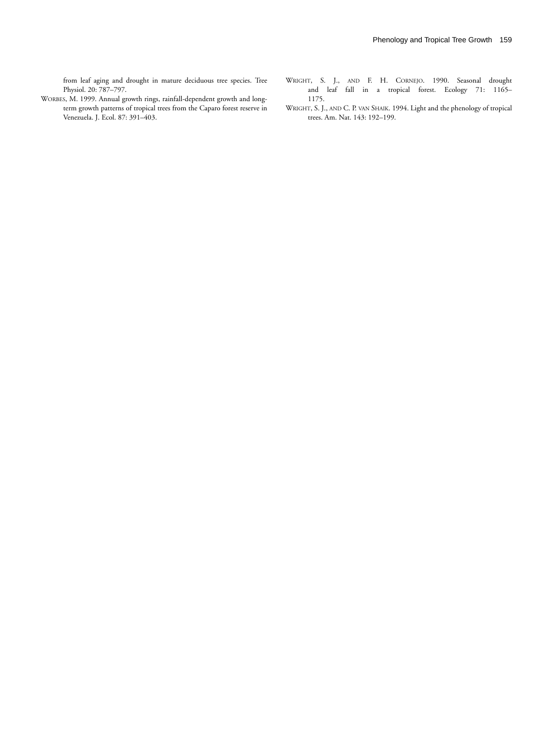from leaf aging and drought in mature deciduous tree species. Tree Physiol. 20: 787–797.

WORBES, M. 1999. Annual growth rings, rainfall-dependent growth and long-term growth patterns of tropical trees from the Caparo forest reserve in Venezuela. J. Ecol. 87: 391–403.

WRIGHT, S. J., AND F. H. CORNEJO. 1990. Seasonal drought and leaf fall in a tropical forest. Ecology 71: 1165–1175.

WRIGHT, S. J., AND C. P. VAN SHAIK. 1994. Light and the phenology of tropical trees. Am. Nat. 143: 192–199.